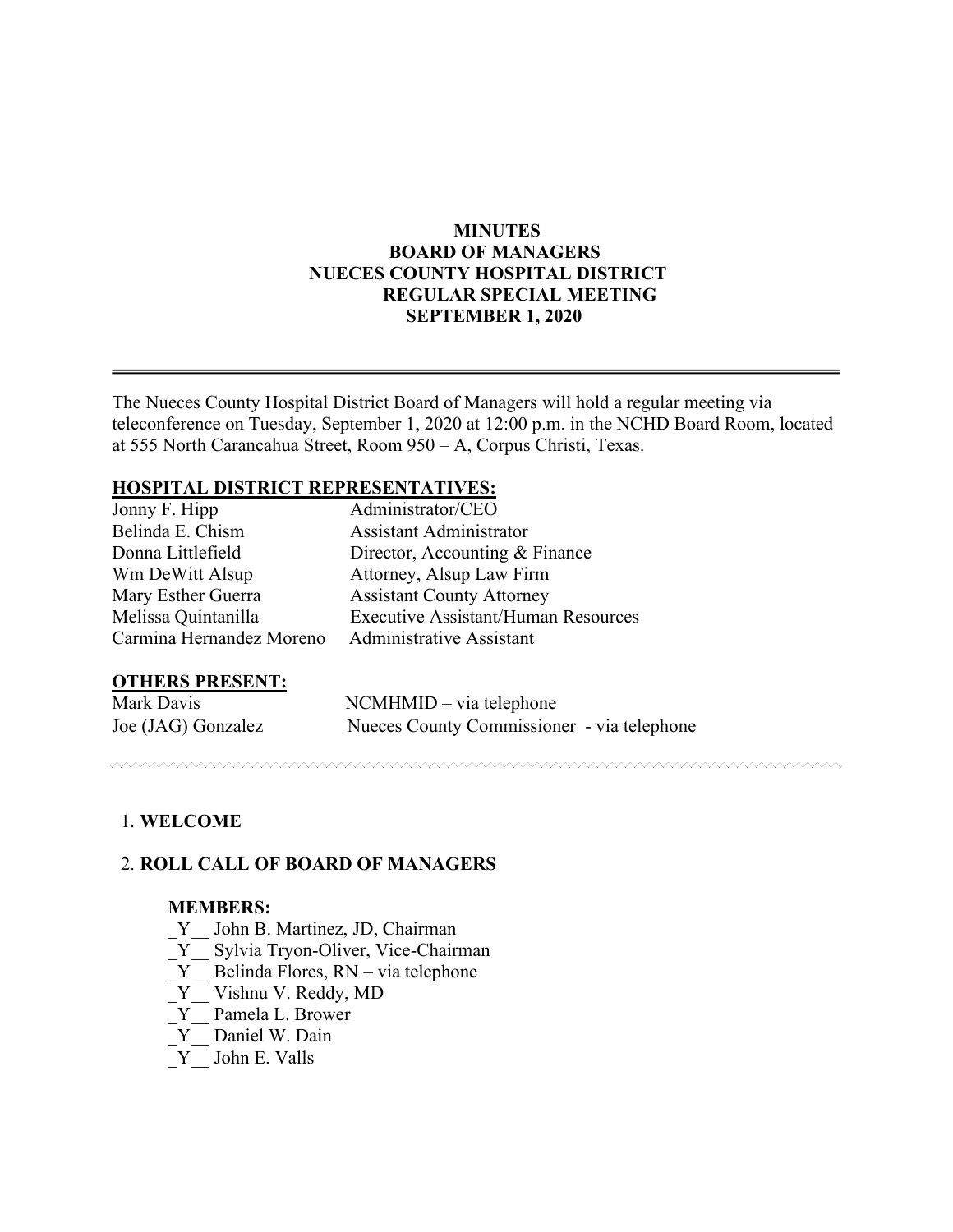# MINUTES
## BOARD OF MANAGERS
## NUECES COUNTY HOSPITAL DISTRICT
## REGULAR SPECIAL MEETING
## SEPTEMBER 1, 2020

---

The Nueces County Hospital District Board of Managers will hold a regular meeting via teleconference on Tuesday, September 1, 2020 at 12:00 p.m. in the NCHD Board Room, located at 555 North Carancahua Street, Room 950 – A, Corpus Christi, Texas.

**HOSPITAL DISTRICT REPRESENTATIVES:**

| | |
|---|---|
| Jonny F. Hipp | Administrator/CEO |
| Belinda E. Chism | Assistant Administrator |
| Donna Littlefield | Director, Accounting & Finance |
| Wm DeWitt Alsup | Attorney, Alsup Law Firm |
| Mary Esther Guerra | Assistant County Attorney |
| Melissa Quintanilla | Executive Assistant/Human Resources |
| Carmina Hernandez Moreno | Administrative Assistant |

**OTHERS PRESENT:**

| | |
|---|---|
| Mark Davis | NCMHMID – via telephone |
| Joe (JAG) Gonzalez | Nueces County Commissioner - via telephone |

---

1. **WELCOME**

2. **ROLL CALL OF BOARD OF MANAGERS**

   **MEMBERS:**

   _Y__ John B. Martinez, JD, Chairman
   _Y__ Sylvia Tryon-Oliver, Vice-Chairman
   _Y__ Belinda Flores, RN – via telephone
   _Y__ Vishnu V. Reddy, MD
   _Y__ Pamela L. Brower
   _Y__ Daniel W. Dain
   _Y__ John E. Valls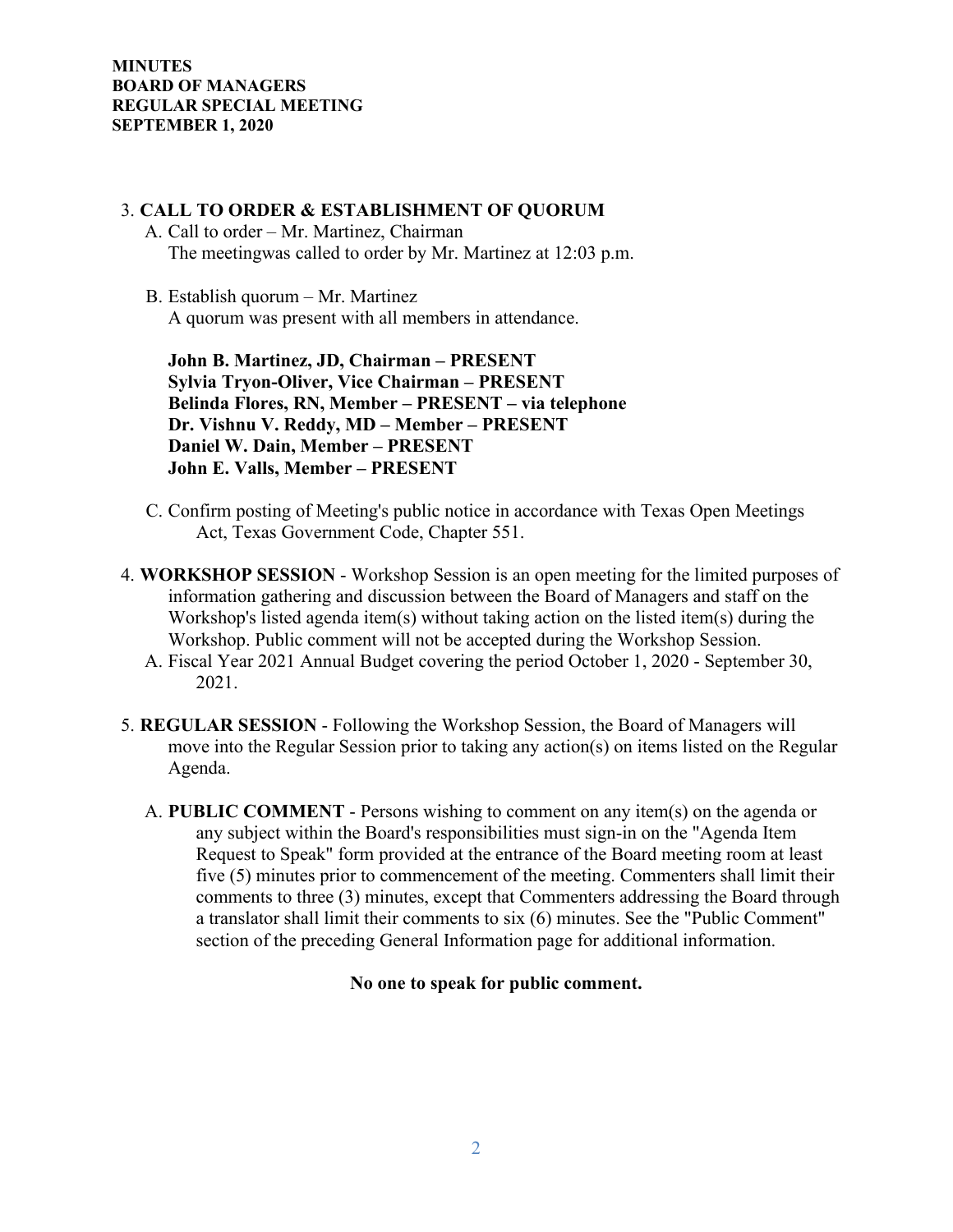**MINUTES**
**BOARD OF MANAGERS**
**REGULAR SPECIAL MEETING**
**SEPTEMBER 1, 2020**

3. **CALL TO ORDER & ESTABLISHMENT OF QUORUM**
   A. Call to order – Mr. Martinez, Chairman
      The meetingwas called to order by Mr. Martinez at 12:03 p.m.

   B. Establish quorum – Mr. Martinez
      A quorum was present with all members in attendance.

      **John B. Martinez, JD, Chairman – PRESENT**
      **Sylvia Tryon-Oliver, Vice Chairman – PRESENT**
      **Belinda Flores, RN, Member – PRESENT – via telephone**
      **Dr. Vishnu V. Reddy, MD – Member – PRESENT**
      **Daniel W. Dain, Member – PRESENT**
      **John E. Valls, Member – PRESENT**

   C. Confirm posting of Meeting's public notice in accordance with Texas Open Meetings Act, Texas Government Code, Chapter 551.

4. **WORKSHOP SESSION** - Workshop Session is an open meeting for the limited purposes of information gathering and discussion between the Board of Managers and staff on the Workshop's listed agenda item(s) without taking action on the listed item(s) during the Workshop. Public comment will not be accepted during the Workshop Session.
   A. Fiscal Year 2021 Annual Budget covering the period October 1, 2020 - September 30, 2021.

5. **REGULAR SESSION** - Following the Workshop Session, the Board of Managers will move into the Regular Session prior to taking any action(s) on items listed on the Regular Agenda.

   A. **PUBLIC COMMENT** - Persons wishing to comment on any item(s) on the agenda or any subject within the Board's responsibilities must sign-in on the "Agenda Item Request to Speak" form provided at the entrance of the Board meeting room at least five (5) minutes prior to commencement of the meeting. Commenters shall limit their comments to three (3) minutes, except that Commenters addressing the Board through a translator shall limit their comments to six (6) minutes. See the "Public Comment" section of the preceding General Information page for additional information.

      **No one to speak for public comment.**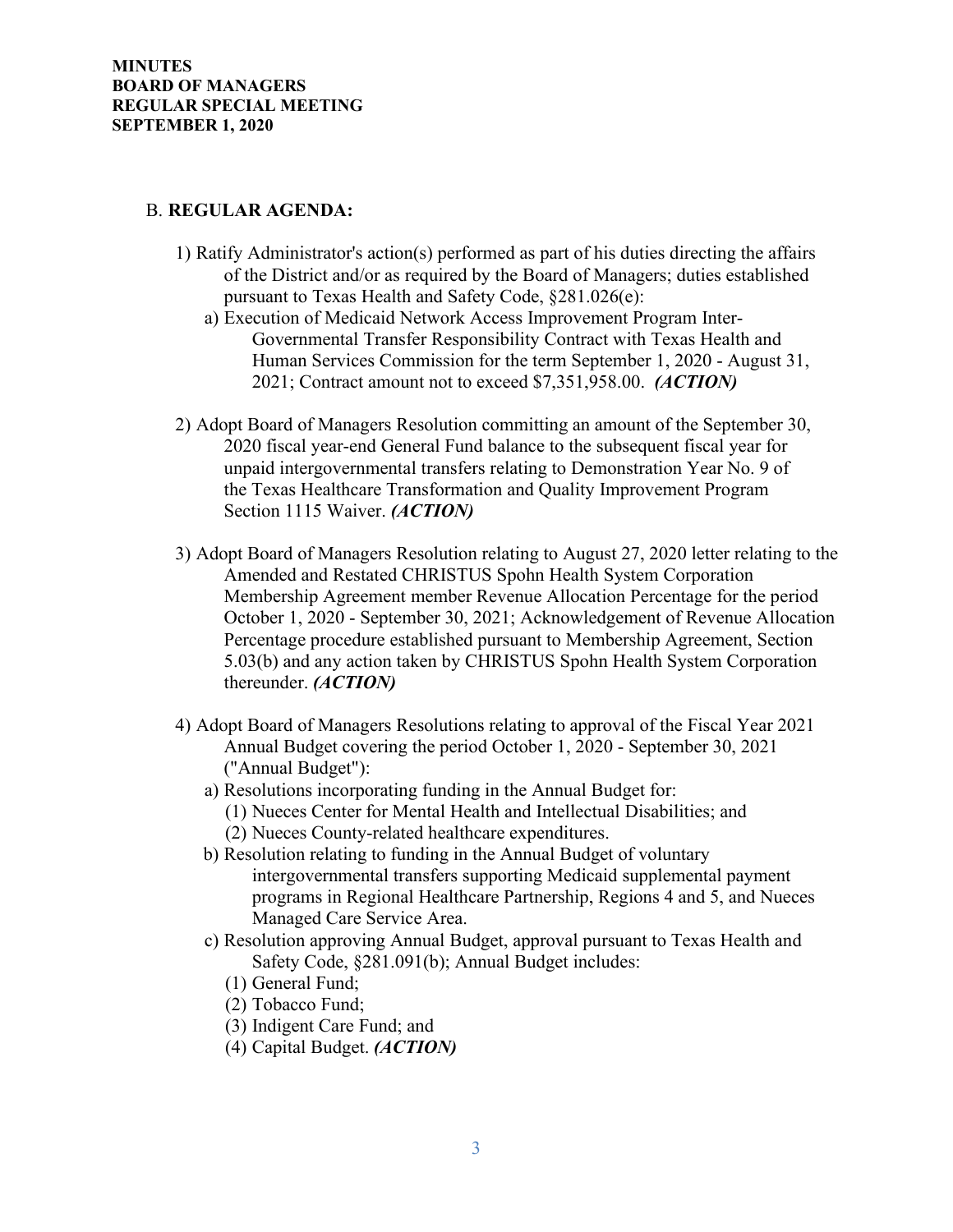**MINUTES**
**BOARD OF MANAGERS**
**REGULAR SPECIAL MEETING**
**SEPTEMBER 1, 2020**

B. **REGULAR AGENDA:**

1) Ratify Administrator's action(s) performed as part of his duties directing the affairs of the District and/or as required by the Board of Managers; duties established pursuant to Texas Health and Safety Code, §281.026(e):
   a) Execution of Medicaid Network Access Improvement Program Inter-Governmental Transfer Responsibility Contract with Texas Health and Human Services Commission for the term September 1, 2020 - August 31, 2021; Contract amount not to exceed $7,351,958.00. ***(ACTION)***

2) Adopt Board of Managers Resolution committing an amount of the September 30, 2020 fiscal year-end General Fund balance to the subsequent fiscal year for unpaid intergovernmental transfers relating to Demonstration Year No. 9 of the Texas Healthcare Transformation and Quality Improvement Program Section 1115 Waiver. ***(ACTION)***

3) Adopt Board of Managers Resolution relating to August 27, 2020 letter relating to the Amended and Restated CHRISTUS Spohn Health System Corporation Membership Agreement member Revenue Allocation Percentage for the period October 1, 2020 - September 30, 2021; Acknowledgement of Revenue Allocation Percentage procedure established pursuant to Membership Agreement, Section 5.03(b) and any action taken by CHRISTUS Spohn Health System Corporation thereunder. ***(ACTION)***

4) Adopt Board of Managers Resolutions relating to approval of the Fiscal Year 2021 Annual Budget covering the period October 1, 2020 - September 30, 2021 ("Annual Budget"):
   a) Resolutions incorporating funding in the Annual Budget for:
      (1) Nueces Center for Mental Health and Intellectual Disabilities; and
      (2) Nueces County-related healthcare expenditures.
   b) Resolution relating to funding in the Annual Budget of voluntary intergovernmental transfers supporting Medicaid supplemental payment programs in Regional Healthcare Partnership, Regions 4 and 5, and Nueces Managed Care Service Area.
   c) Resolution approving Annual Budget, approval pursuant to Texas Health and Safety Code, §281.091(b); Annual Budget includes:
      (1) General Fund;
      (2) Tobacco Fund;
      (3) Indigent Care Fund; and
      (4) Capital Budget. ***(ACTION)***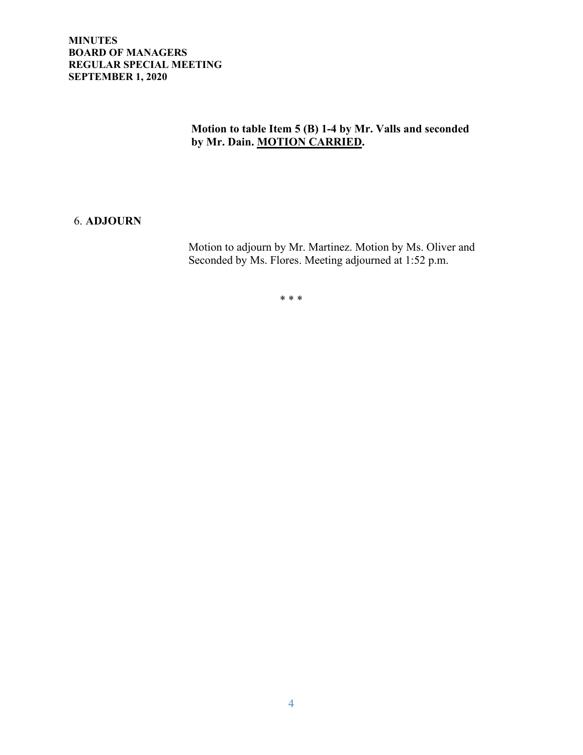**Motion to table Item 5 (B) 1-4 by Mr. Valls and seconded by Mr. Dain. <u>MOTION CARRIED</u>.**

6. **ADJOURN**

Motion to adjourn by Mr. Martinez. Motion by Ms. Oliver and Seconded by Ms. Flores. Meeting adjourned at 1:52 p.m.

* * *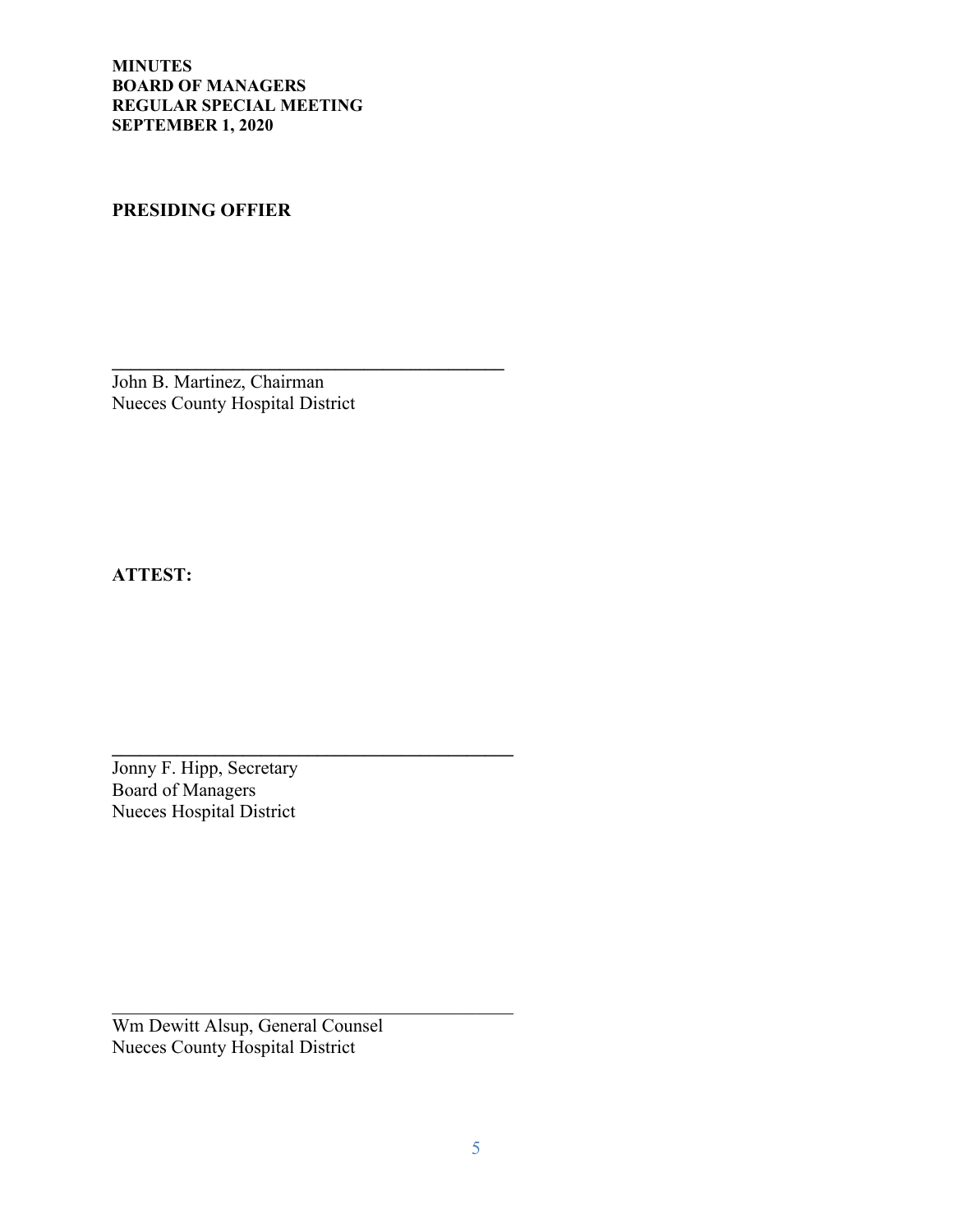**MINUTES**
**BOARD OF MANAGERS**
**REGULAR SPECIAL MEETING**
**SEPTEMBER 1, 2020**

**PRESIDING OFFIER**

______________________________________

John B. Martinez, Chairman
Nueces County Hospital District

**ATTEST:**

______________________________________

Jonny F. Hipp, Secretary
Board of Managers
Nueces Hospital District

______________________________________

Wm Dewitt Alsup, General Counsel
Nueces County Hospital District